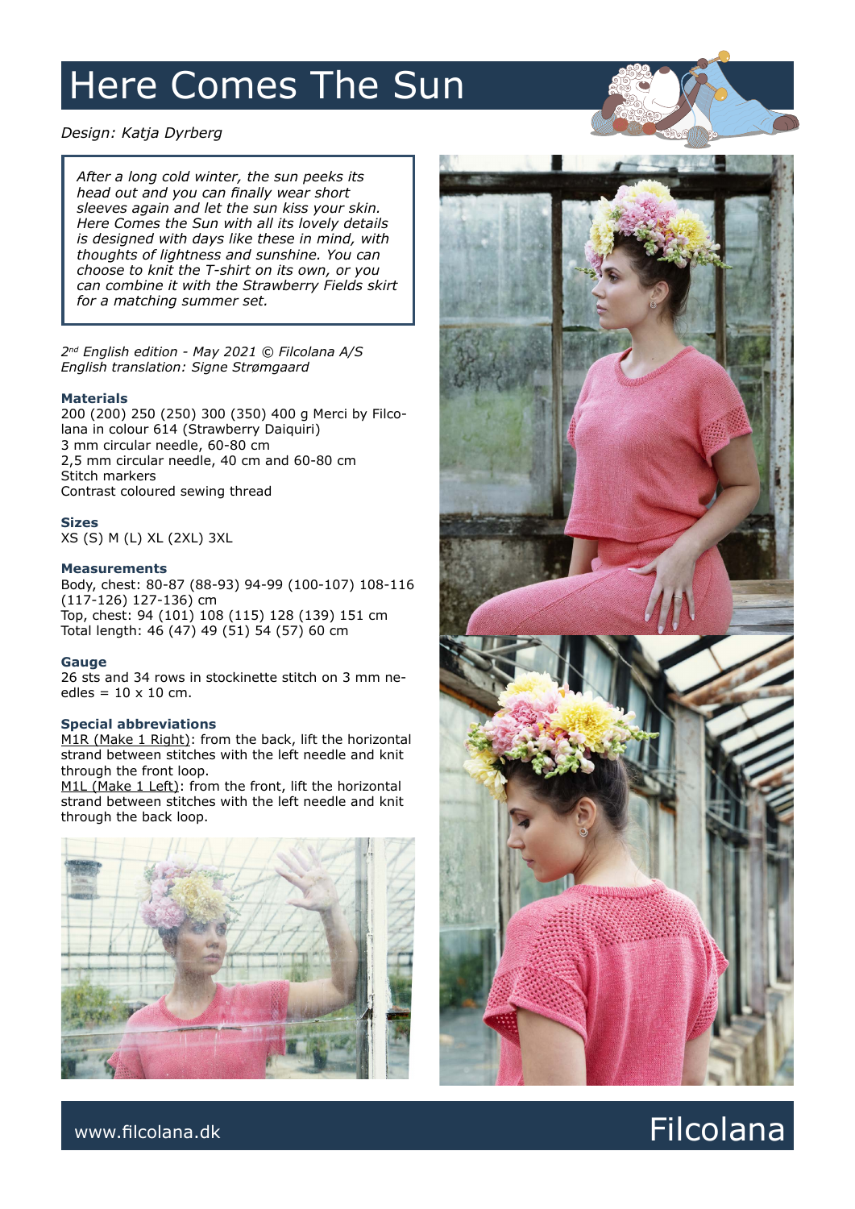# Here Comes The Sun

*Design: Katja Dyrberg*

*After a long cold winter, the sun peeks its head out and you can finally wear short sleeves again and let the sun kiss your skin. Here Comes the Sun with all its lovely details is designed with days like these in mind, with thoughts of lightness and sunshine. You can choose to knit the T-shirt on its own, or you can combine it with the Strawberry Fields skirt for a matching summer set.*

*2nd English edition - May 2021 © Filcolana A/S*
*English translation: Signe Strømgaard*

### Materials

200 (200) 250 (250) 300 (350) 400 g Merci by Filcolana in colour 614 (Strawberry Daiquiri)
3 mm circular needle, 60-80 cm
2,5 mm circular needle, 40 cm and 60-80 cm
Stitch markers
Contrast coloured sewing thread

### Sizes

XS (S) M (L) XL (2XL) 3XL

### Measurements

Body, chest: 80-87 (88-93) 94-99 (100-107) 108-116 (117-126) 127-136) cm
Top, chest: 94 (101) 108 (115) 128 (139) 151 cm
Total length: 46 (47) 49 (51) 54 (57) 60 cm

### Gauge

26 sts and 34 rows in stockinette stitch on 3 mm needles = 10 x 10 cm.

### Special abbreviations

M1R (Make 1 Right): from the back, lift the horizontal strand between stitches with the left needle and knit through the front loop.
M1L (Make 1 Left): from the front, lift the horizontal strand between stitches with the left needle and knit through the back loop.

www.filcolana.dk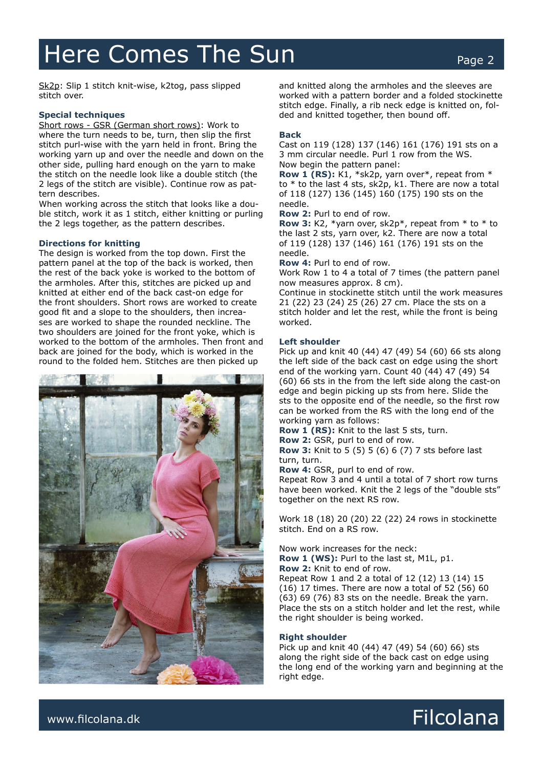Sk2p: Slip 1 stitch knit-wise, k2tog, pass slipped stitch over.

### Special techniques

Short rows - GSR (German short rows): Work to where the turn needs to be, turn, then slip the first stitch purl-wise with the yarn held in front. Bring the working yarn up and over the needle and down on the other side, pulling hard enough on the yarn to make the stitch on the needle look like a double stitch (the 2 legs of the stitch are visible). Continue row as pattern describes.

When working across the stitch that looks like a double stitch, work it as 1 stitch, either knitting or purling the 2 legs together, as the pattern describes.

### Directions for knitting

The design is worked from the top down. First the pattern panel at the top of the back is worked, then the rest of the back yoke is worked to the bottom of the armholes. After this, stitches are picked up and knitted at either end of the back cast-on edge for the front shoulders. Short rows are worked to create good fit and a slope to the shoulders, then increases are worked to shape the rounded neckline. The two shoulders are joined for the front yoke, which is worked to the bottom of the armholes. Then front and back are joined for the body, which is worked in the round to the folded hem. Stitches are then picked up and knitted along the armholes and the sleeves are worked with a pattern border and a folded stockinette stitch edge. Finally, a rib neck edge is knitted on, folded and knitted together, then bound off.

### Back

Cast on 119 (128) 137 (146) 161 (176) 191 sts on a 3 mm circular needle. Purl 1 row from the WS.
Now begin the pattern panel:
**Row 1 (RS):** K1, *sk2p, yarn over*, repeat from * to * to the last 4 sts, sk2p, k1. There are now a total of 118 (127) 136 (145) 160 (175) 190 sts on the needle.
**Row 2:** Purl to end of row.
**Row 3:** K2, *yarn over, sk2p*, repeat from * to * to the last 2 sts, yarn over, k2. There are now a total of 119 (128) 137 (146) 161 (176) 191 sts on the needle.
**Row 4:** Purl to end of row.
Work Row 1 to 4 a total of 7 times (the pattern panel now measures approx. 8 cm).
Continue in stockinette stitch until the work measures 21 (22) 23 (24) 25 (26) 27 cm. Place the sts on a stitch holder and let the rest, while the front is being worked.

### Left shoulder

Pick up and knit 40 (44) 47 (49) 54 (60) 66 sts along the left side of the back cast on edge using the short end of the working yarn. Count 40 (44) 47 (49) 54 (60) 66 sts in the from the left side along the cast-on edge and begin picking up sts from here. Slide the sts to the opposite end of the needle, so the first row can be worked from the RS with the long end of the working yarn as follows:
**Row 1 (RS):** Knit to the last 5 sts, turn.
**Row 2:** GSR, purl to end of row.
**Row 3:** Knit to 5 (5) 5 (6) 6 (7) 7 sts before last turn, turn.
**Row 4:** GSR, purl to end of row.
Repeat Row 3 and 4 until a total of 7 short row turns have been worked. Knit the 2 legs of the "double sts" together on the next RS row.

Work 18 (18) 20 (20) 22 (22) 24 rows in stockinette stitch. End on a RS row.

Now work increases for the neck:
**Row 1 (WS):** Purl to the last st, M1L, p1.
**Row 2:** Knit to end of row.
Repeat Row 1 and 2 a total of 12 (12) 13 (14) 15 (16) 17 times. There are now a total of 52 (56) 60 (63) 69 (76) 83 sts on the needle. Break the yarn. Place the sts on a stitch holder and let the rest, while the right shoulder is being worked.

### Right shoulder

Pick up and knit 40 (44) 47 (49) 54 (60) 66) sts along the right side of the back cast on edge using the long end of the working yarn and beginning at the right edge.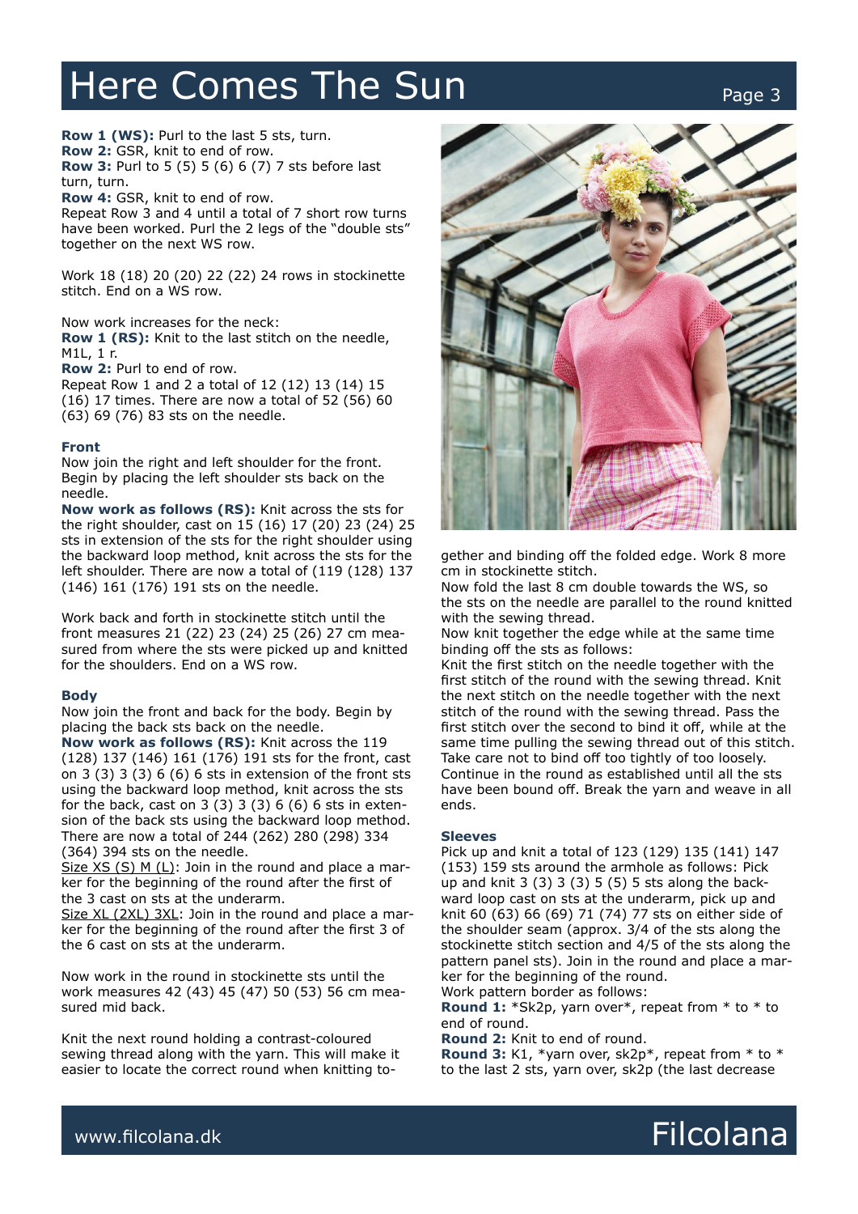**Row 1 (WS):** Purl to the last 5 sts, turn.
**Row 2:** GSR, knit to end of row.
**Row 3:** Purl to 5 (5) 5 (6) 6 (7) 7 sts before last turn, turn.
**Row 4:** GSR, knit to end of row.
Repeat Row 3 and 4 until a total of 7 short row turns have been worked. Purl the 2 legs of the "double sts" together on the next WS row.

Work 18 (18) 20 (20) 22 (22) 24 rows in stockinette stitch. End on a WS row.

Now work increases for the neck:
**Row 1 (RS):** Knit to the last stitch on the needle, M1L, 1 r.
**Row 2:** Purl to end of row.
Repeat Row 1 and 2 a total of 12 (12) 13 (14) 15 (16) 17 times. There are now a total of 52 (56) 60 (63) 69 (76) 83 sts on the needle.

### Front

Now join the right and left shoulder for the front. Begin by placing the left shoulder sts back on the needle.
**Now work as follows (RS):** Knit across the sts for the right shoulder, cast on 15 (16) 17 (20) 23 (24) 25 sts in extension of the sts for the right shoulder using the backward loop method, knit across the sts for the left shoulder. There are now a total of 119 (128) 137 (146) 161 (176) 191 sts on the needle.

Work back and forth in stockinette stitch until the front measures 21 (22) 23 (24) 25 (26) 27 cm measured from where the sts were picked up and knitted for the shoulders. End on a WS row.

### Body

Now join the front and back for the body. Begin by placing the back sts back on the needle.
**Now work as follows (RS):** Knit across the 119 (128) 137 (146) 161 (176) 191 sts for the front, cast on 3 (3) 3 (3) 6 (6) 6 sts in extension of the front sts using the backward loop method, knit across the sts for the back, cast on 3 (3) 3 (3) 6 (6) 6 sts in extension of the back sts using the backward loop method. There are now a total of 244 (262) 280 (298) 334 (364) 394 sts on the needle.
Size XS (S) M (L): Join in the round and place a marker for the beginning of the round after the first of the 3 cast on sts at the underarm.
Size XL (2XL) 3XL: Join in the round and place a marker for the beginning of the round after the first 3 of the 6 cast on sts at the underarm.

Now work in the round in stockinette sts until the work measures 42 (43) 45 (47) 50 (53) 56 cm measured mid back.

Knit the next round holding a contrast-coloured sewing thread along with the yarn. This will make it easier to locate the correct round when knitting together and binding off the folded edge. Work 8 more cm in stockinette stitch.
Now fold the last 8 cm double towards the WS, so the sts on the needle are parallel to the round knitted with the sewing thread.
Now knit together the edge while at the same time binding off the sts as follows:
Knit the first stitch on the needle together with the first stitch of the round with the sewing thread. Knit the next stitch on the needle together with the next stitch of the round with the sewing thread. Pass the first stitch over the second to bind it off, while at the same time pulling the sewing thread out of this stitch. Take care not to bind off too tightly of too loosely. Continue in the round as established until all the sts have been bound off. Break the yarn and weave in all ends.

### Sleeves

Pick up and knit a total of 123 (129) 135 (141) 147 (153) 159 sts around the armhole as follows: Pick up and knit 3 (3) 3 (3) 5 (5) 5 sts along the backward loop cast on sts at the underarm, pick up and knit 60 (63) 66 (69) 71 (74) 77 sts on either side of the shoulder seam (approx. 3/4 of the sts along the stockinette stitch section and 4/5 of the sts along the pattern panel sts). Join in the round and place a marker for the beginning of the round.
Work pattern border as follows:
**Round 1:** *Sk2p, yarn over*, repeat from * to * to end of round.
**Round 2:** Knit to end of round.
**Round 3:** K1, *yarn over, sk2p*, repeat from * to * to the last 2 sts, yarn over, sk2p (the last decrease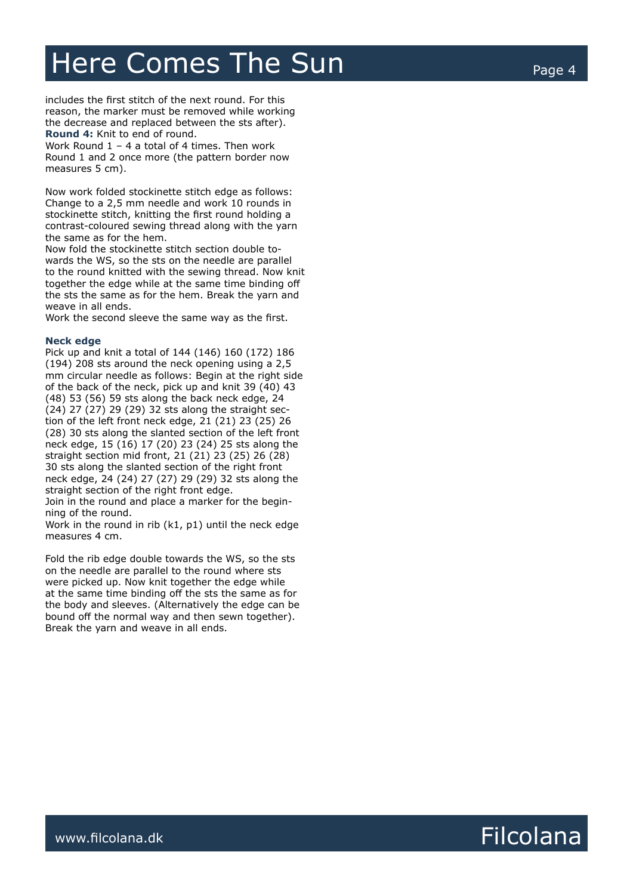includes the first stitch of the next round. For this reason, the marker must be removed while working the decrease and replaced between the sts after).

**Round 4:** Knit to end of round.

Work Round 1 – 4 a total of 4 times. Then work Round 1 and 2 once more (the pattern border now measures 5 cm).

Now work folded stockinette stitch edge as follows: Change to a 2,5 mm needle and work 10 rounds in stockinette stitch, knitting the first round holding a contrast-coloured sewing thread along with the yarn the same as for the hem.

Now fold the stockinette stitch section double towards the WS, so the sts on the needle are parallel to the round knitted with the sewing thread. Now knit together the edge while at the same time binding off the sts the same as for the hem. Break the yarn and weave in all ends.

Work the second sleeve the same way as the first.

**Neck edge**

Pick up and knit a total of 144 (146) 160 (172) 186 (194) 208 sts around the neck opening using a 2,5 mm circular needle as follows: Begin at the right side of the back of the neck, pick up and knit 39 (40) 43 (48) 53 (56) 59 sts along the back neck edge, 24 (24) 27 (27) 29 (29) 32 sts along the straight section of the left front neck edge, 21 (21) 23 (25) 26 (28) 30 sts along the slanted section of the left front neck edge, 15 (16) 17 (20) 23 (24) 25 sts along the straight section mid front, 21 (21) 23 (25) 26 (28) 30 sts along the slanted section of the right front neck edge, 24 (24) 27 (27) 29 (29) 32 sts along the straight section of the right front edge.

Join in the round and place a marker for the beginning of the round.

Work in the round in rib (k1, p1) until the neck edge measures 4 cm.

Fold the rib edge double towards the WS, so the sts on the needle are parallel to the round where sts were picked up. Now knit together the edge while at the same time binding off the sts the same as for the body and sleeves. (Alternatively the edge can be bound off the normal way and then sewn together). Break the yarn and weave in all ends.